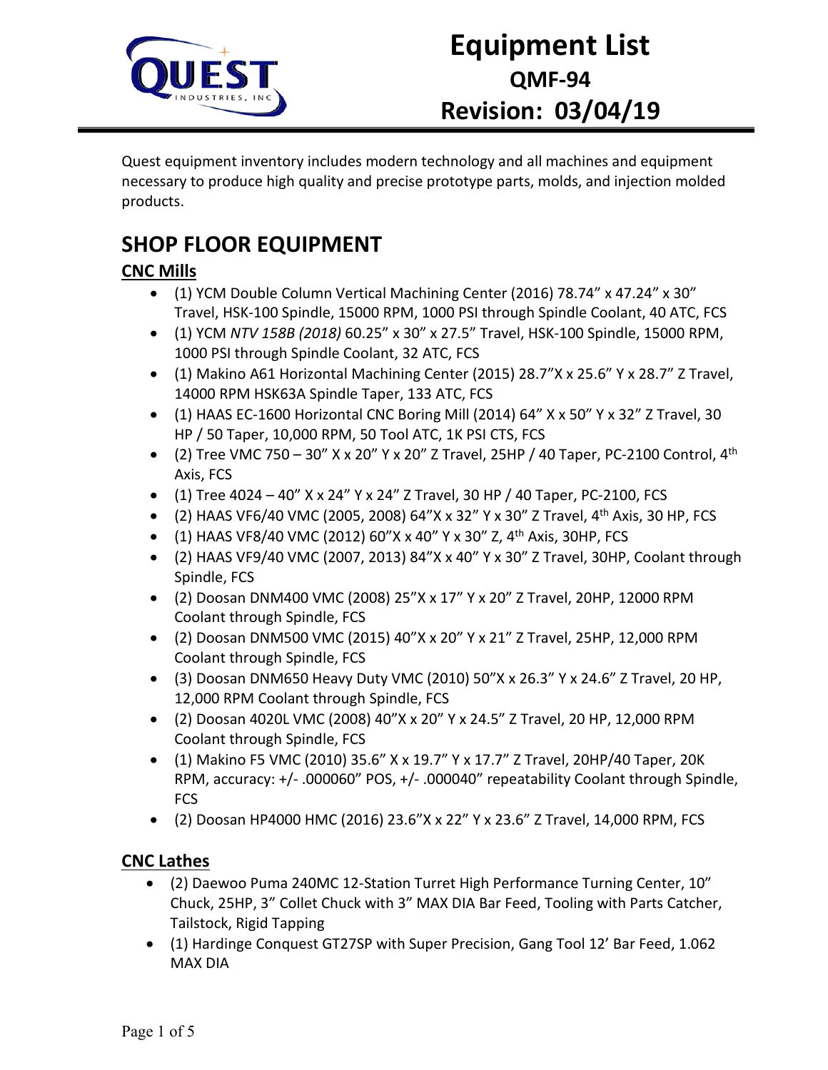# Equipment List

## QMF-94

## Revision: 03/04/19

Quest equipment inventory includes modern technology and all machines and equipment necessary to produce high quality and precise prototype parts, molds, and injection molded products.

## SHOP FLOOR EQUIPMENT

### CNC Mills

- (1) YCM Double Column Vertical Machining Center (2016) 78.74” x 47.24” x 30” Travel, HSK-100 Spindle, 15000 RPM, 1000 PSI through Spindle Coolant, 40 ATC, FCS
- (1) YCM *NTV 158B (2018)* 60.25” x 30” x 27.5” Travel, HSK-100 Spindle, 15000 RPM, 1000 PSI through Spindle Coolant, 32 ATC, FCS
- (1) Makino A61 Horizontal Machining Center (2015) 28.7”X x 25.6” Y x 28.7” Z Travel, 14000 RPM HSK63A Spindle Taper, 133 ATC, FCS
- (1) HAAS EC-1600 Horizontal CNC Boring Mill (2014) 64” X x 50” Y x 32” Z Travel, 30 HP / 50 Taper, 10,000 RPM, 50 Tool ATC, 1K PSI CTS, FCS
- (2) Tree VMC 750 – 30” X x 20” Y x 20” Z Travel, 25HP / 40 Taper, PC-2100 Control, 4th Axis, FCS
- (1) Tree 4024 – 40” X x 24” Y x 24” Z Travel, 30 HP / 40 Taper, PC-2100, FCS
- (2) HAAS VF6/40 VMC (2005, 2008) 64”X x 32” Y x 30” Z Travel, 4th Axis, 30 HP, FCS
- (1) HAAS VF8/40 VMC (2012) 60”X x 40” Y x 30” Z, 4th Axis, 30HP, FCS
- (2) HAAS VF9/40 VMC (2007, 2013) 84”X x 40” Y x 30” Z Travel, 30HP, Coolant through Spindle, FCS
- (2) Doosan DNM400 VMC (2008) 25”X x 17” Y x 20” Z Travel, 20HP, 12000 RPM Coolant through Spindle, FCS
- (2) Doosan DNM500 VMC (2015) 40”X x 20” Y x 21” Z Travel, 25HP, 12,000 RPM Coolant through Spindle, FCS
- (3) Doosan DNM650 Heavy Duty VMC (2010) 50”X x 26.3” Y x 24.6” Z Travel, 20 HP, 12,000 RPM Coolant through Spindle, FCS
- (2) Doosan 4020L VMC (2008) 40”X x 20” Y x 24.5” Z Travel, 20 HP, 12,000 RPM Coolant through Spindle, FCS
- (1) Makino F5 VMC (2010) 35.6” X x 19.7” Y x 17.7” Z Travel, 20HP/40 Taper, 20K RPM, accuracy: +/- .000060” POS, +/- .000040” repeatability Coolant through Spindle, FCS
- (2) Doosan HP4000 HMC (2016) 23.6”X x 22” Y x 23.6” Z Travel, 14,000 RPM, FCS

### CNC Lathes

- (2) Daewoo Puma 240MC 12-Station Turret High Performance Turning Center, 10” Chuck, 25HP, 3” Collet Chuck with 3” MAX DIA Bar Feed, Tooling with Parts Catcher, Tailstock, Rigid Tapping
- (1) Hardinge Conquest GT27SP with Super Precision, Gang Tool 12’ Bar Feed, 1.062 MAX DIA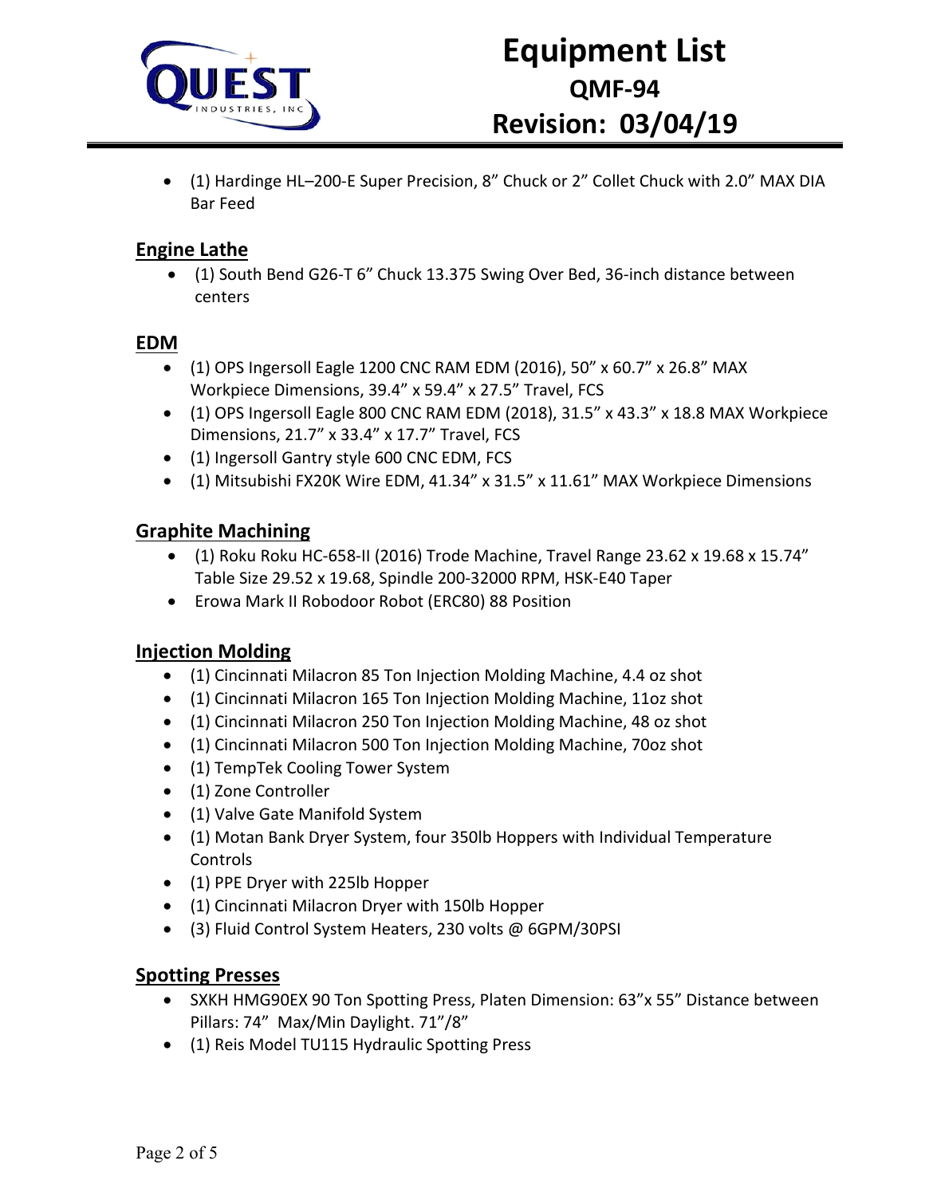- (1) Hardinge HL–200-E Super Precision, 8" Chuck or 2" Collet Chuck with 2.0" MAX DIA Bar Feed

## Engine Lathe

- (1) South Bend G26-T 6" Chuck 13.375 Swing Over Bed, 36-inch distance between centers

## EDM

- (1) OPS Ingersoll Eagle 1200 CNC RAM EDM (2016), 50" x 60.7" x 26.8" MAX Workpiece Dimensions, 39.4" x 59.4" x 27.5" Travel, FCS
- (1) OPS Ingersoll Eagle 800 CNC RAM EDM (2018), 31.5" x 43.3" x 18.8 MAX Workpiece Dimensions, 21.7" x 33.4" x 17.7" Travel, FCS
- (1) Ingersoll Gantry style 600 CNC EDM, FCS
- (1) Mitsubishi FX20K Wire EDM, 41.34" x 31.5" x 11.61" MAX Workpiece Dimensions

## Graphite Machining

- (1) Roku Roku HC-658-II (2016) Trode Machine, Travel Range 23.62 x 19.68 x 15.74" Table Size 29.52 x 19.68, Spindle 200-32000 RPM, HSK-E40 Taper
- Erowa Mark II Robodoor Robot (ERC80) 88 Position

## Injection Molding

- (1) Cincinnati Milacron 85 Ton Injection Molding Machine, 4.4 oz shot
- (1) Cincinnati Milacron 165 Ton Injection Molding Machine, 11oz shot
- (1) Cincinnati Milacron 250 Ton Injection Molding Machine, 48 oz shot
- (1) Cincinnati Milacron 500 Ton Injection Molding Machine, 70oz shot
- (1) TempTek Cooling Tower System
- (1) Zone Controller
- (1) Valve Gate Manifold System
- (1) Motan Bank Dryer System, four 350lb Hoppers with Individual Temperature Controls
- (1) PPE Dryer with 225lb Hopper
- (1) Cincinnati Milacron Dryer with 150lb Hopper
- (3) Fluid Control System Heaters, 230 volts @ 6GPM/30PSI

## Spotting Presses

- SXKH HMG90EX 90 Ton Spotting Press, Platen Dimension: 63"x 55" Distance between Pillars: 74" Max/Min Daylight. 71"/8"
- (1) Reis Model TU115 Hydraulic Spotting Press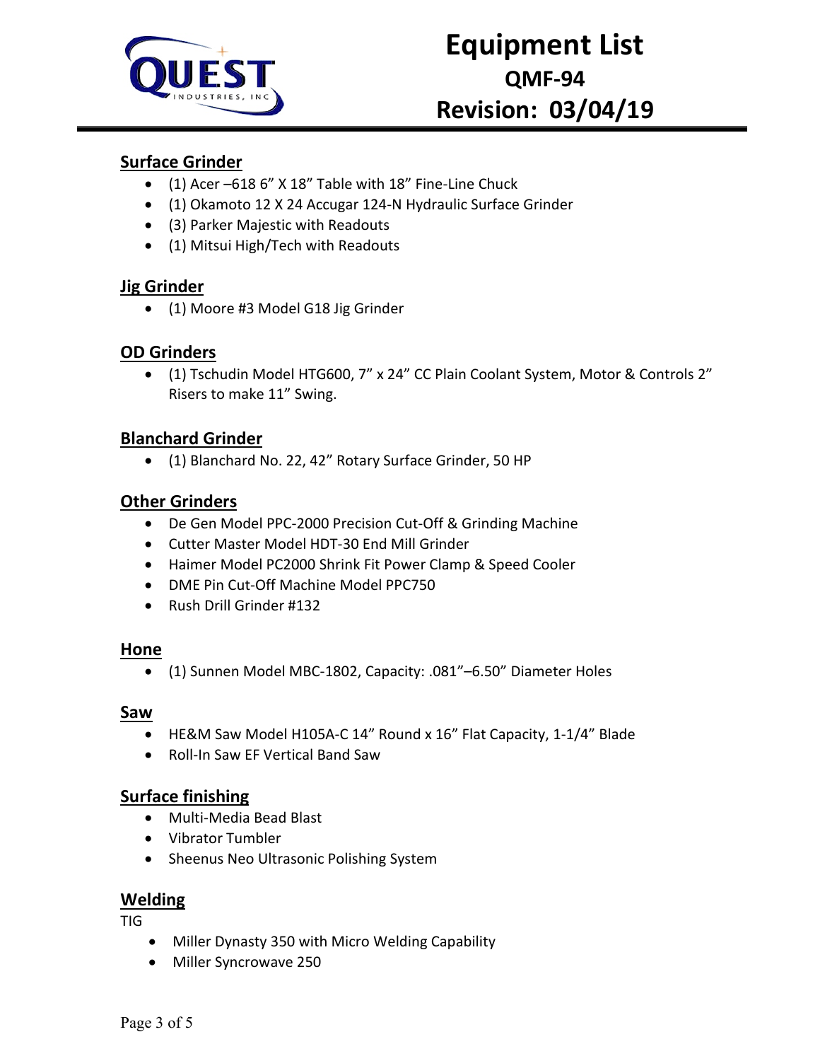# Equipment List
## QMF-94
## Revision: 03/04/19

### Surface Grinder

- (1) Acer –618 6" X 18" Table with 18" Fine-Line Chuck
- (1) Okamoto 12 X 24 Accugar 124-N Hydraulic Surface Grinder
- (3) Parker Majestic with Readouts
- (1) Mitsui High/Tech with Readouts

### Jig Grinder

- (1) Moore #3 Model G18 Jig Grinder

### OD Grinders

- (1) Tschudin Model HTG600, 7" x 24" CC Plain Coolant System, Motor & Controls 2" Risers to make 11" Swing.

### Blanchard Grinder

- (1) Blanchard No. 22, 42" Rotary Surface Grinder, 50 HP

### Other Grinders

- De Gen Model PPC-2000 Precision Cut-Off & Grinding Machine
- Cutter Master Model HDT-30 End Mill Grinder
- Haimer Model PC2000 Shrink Fit Power Clamp & Speed Cooler
- DME Pin Cut-Off Machine Model PPC750
- Rush Drill Grinder #132

### Hone

- (1) Sunnen Model MBC-1802, Capacity: .081"–6.50" Diameter Holes

### Saw

- HE&M Saw Model H105A-C 14" Round x 16" Flat Capacity, 1-1/4" Blade
- Roll-In Saw EF Vertical Band Saw

### Surface finishing

- Multi-Media Bead Blast
- Vibrator Tumbler
- Sheenus Neo Ultrasonic Polishing System

### Welding

TIG

- Miller Dynasty 350 with Micro Welding Capability
- Miller Syncrowave 250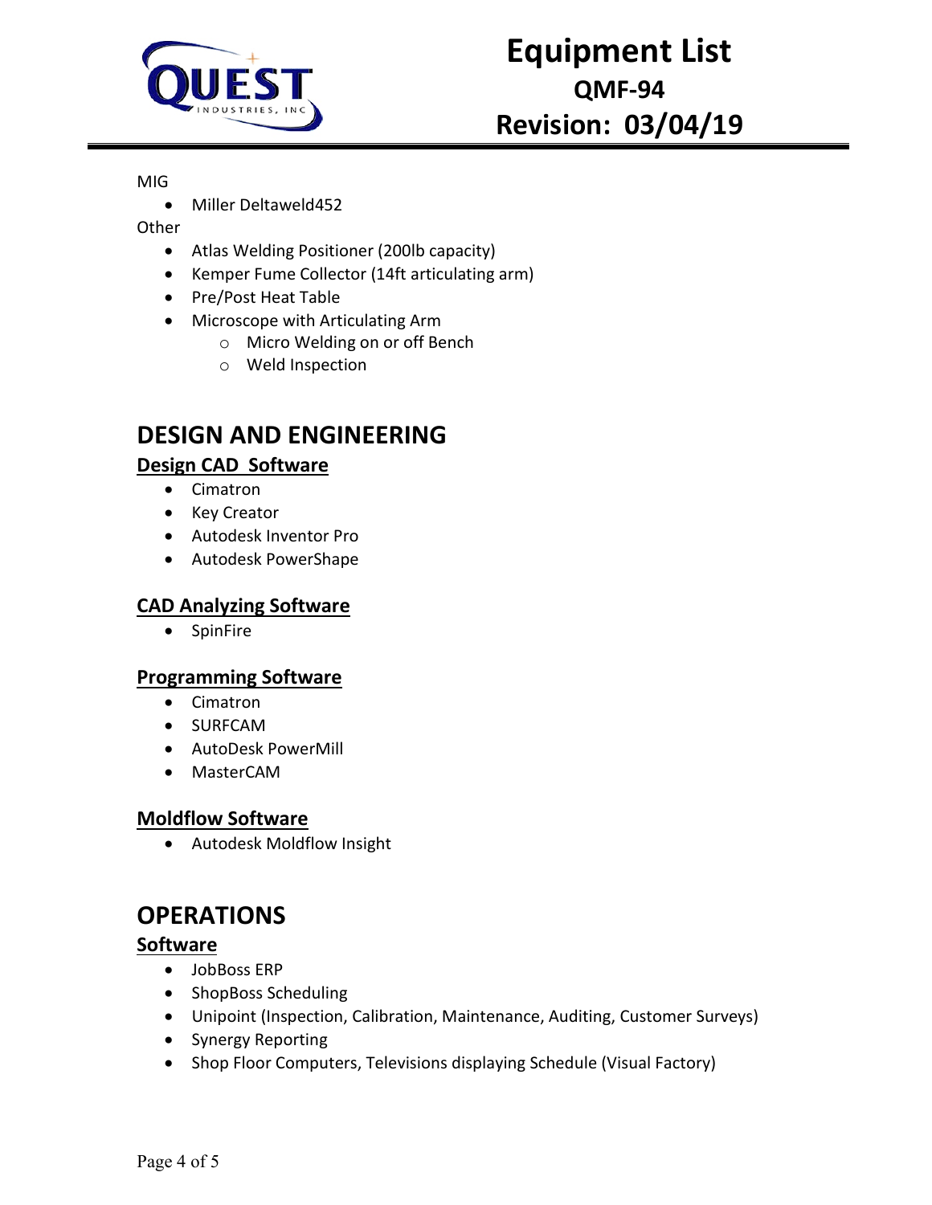MIG

- Miller Deltaweld452

Other

- Atlas Welding Positioner (200lb capacity)
- Kemper Fume Collector (14ft articulating arm)
- Pre/Post Heat Table
- Microscope with Articulating Arm
  - Micro Welding on or off Bench
  - Weld Inspection

# DESIGN AND ENGINEERING

## Design CAD Software

- Cimatron
- Key Creator
- Autodesk Inventor Pro
- Autodesk PowerShape

## CAD Analyzing Software

- SpinFire

## Programming Software

- Cimatron
- SURFCAM
- AutoDesk PowerMill
- MasterCAM

## Moldflow Software

- Autodesk Moldflow Insight

# OPERATIONS

## Software

- JobBoss ERP
- ShopBoss Scheduling
- Unipoint (Inspection, Calibration, Maintenance, Auditing, Customer Surveys)
- Synergy Reporting
- Shop Floor Computers, Televisions displaying Schedule (Visual Factory)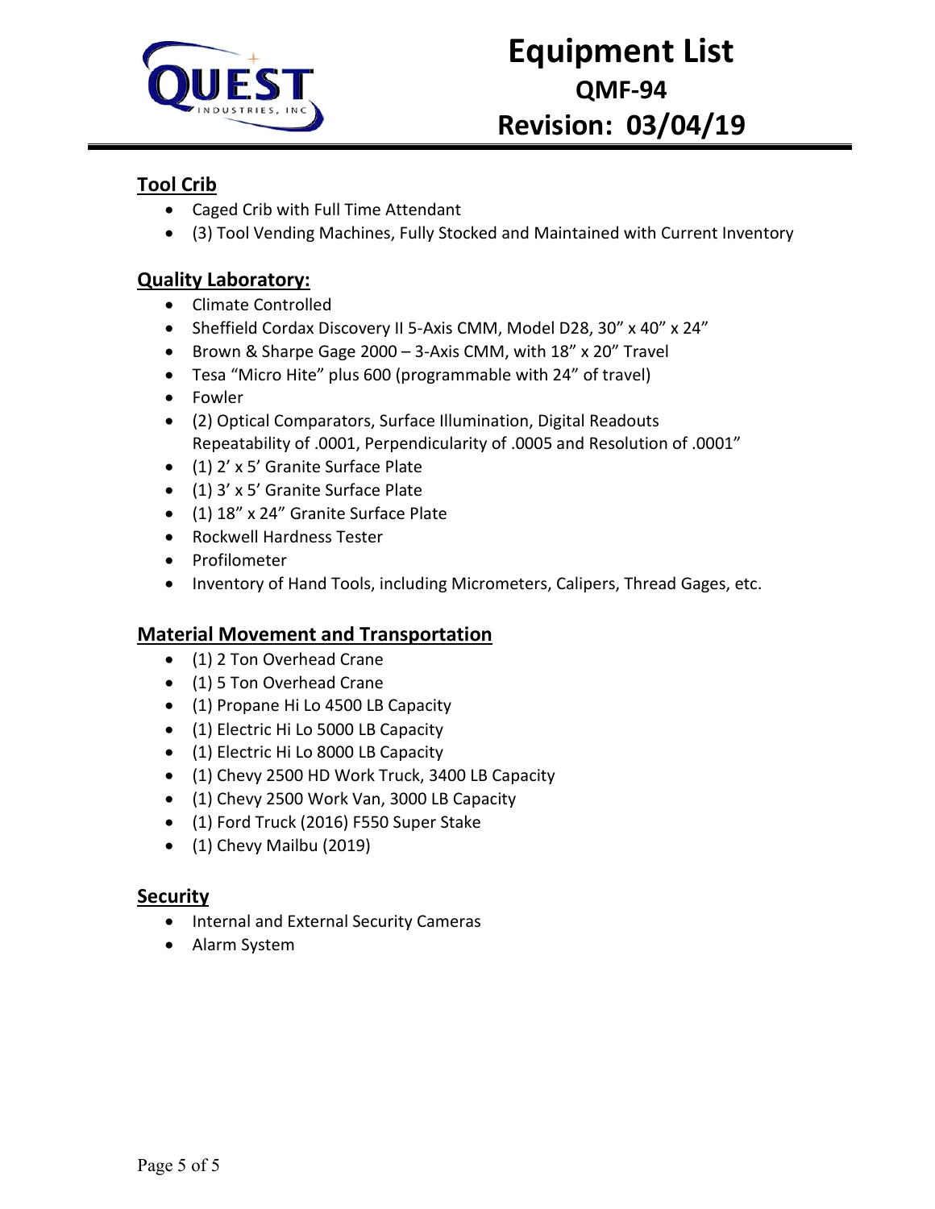# Equipment List

## QMF-94

## Revision: 03/04/19

### Tool Crib

- Caged Crib with Full Time Attendant
- (3) Tool Vending Machines, Fully Stocked and Maintained with Current Inventory

### Quality Laboratory:

- Climate Controlled
- Sheffield Cordax Discovery II 5-Axis CMM, Model D28, 30" x 40" x 24"
- Brown & Sharpe Gage 2000 – 3-Axis CMM, with 18" x 20" Travel
- Tesa "Micro Hite" plus 600 (programmable with 24" of travel)
- Fowler
- (2) Optical Comparators, Surface Illumination, Digital Readouts
  Repeatability of .0001, Perpendicularity of .0005 and Resolution of .0001"
- (1) 2' x 5' Granite Surface Plate
- (1) 3' x 5' Granite Surface Plate
- (1) 18" x 24" Granite Surface Plate
- Rockwell Hardness Tester
- Profilometer
- Inventory of Hand Tools, including Micrometers, Calipers, Thread Gages, etc.

### Material Movement and Transportation

- (1) 2 Ton Overhead Crane
- (1) 5 Ton Overhead Crane
- (1) Propane Hi Lo 4500 LB Capacity
- (1) Electric Hi Lo 5000 LB Capacity
- (1) Electric Hi Lo 8000 LB Capacity
- (1) Chevy 2500 HD Work Truck, 3400 LB Capacity
- (1) Chevy 2500 Work Van, 3000 LB Capacity
- (1) Ford Truck (2016) F550 Super Stake
- (1) Chevy Mailbu (2019)

### Security

- Internal and External Security Cameras
- Alarm System